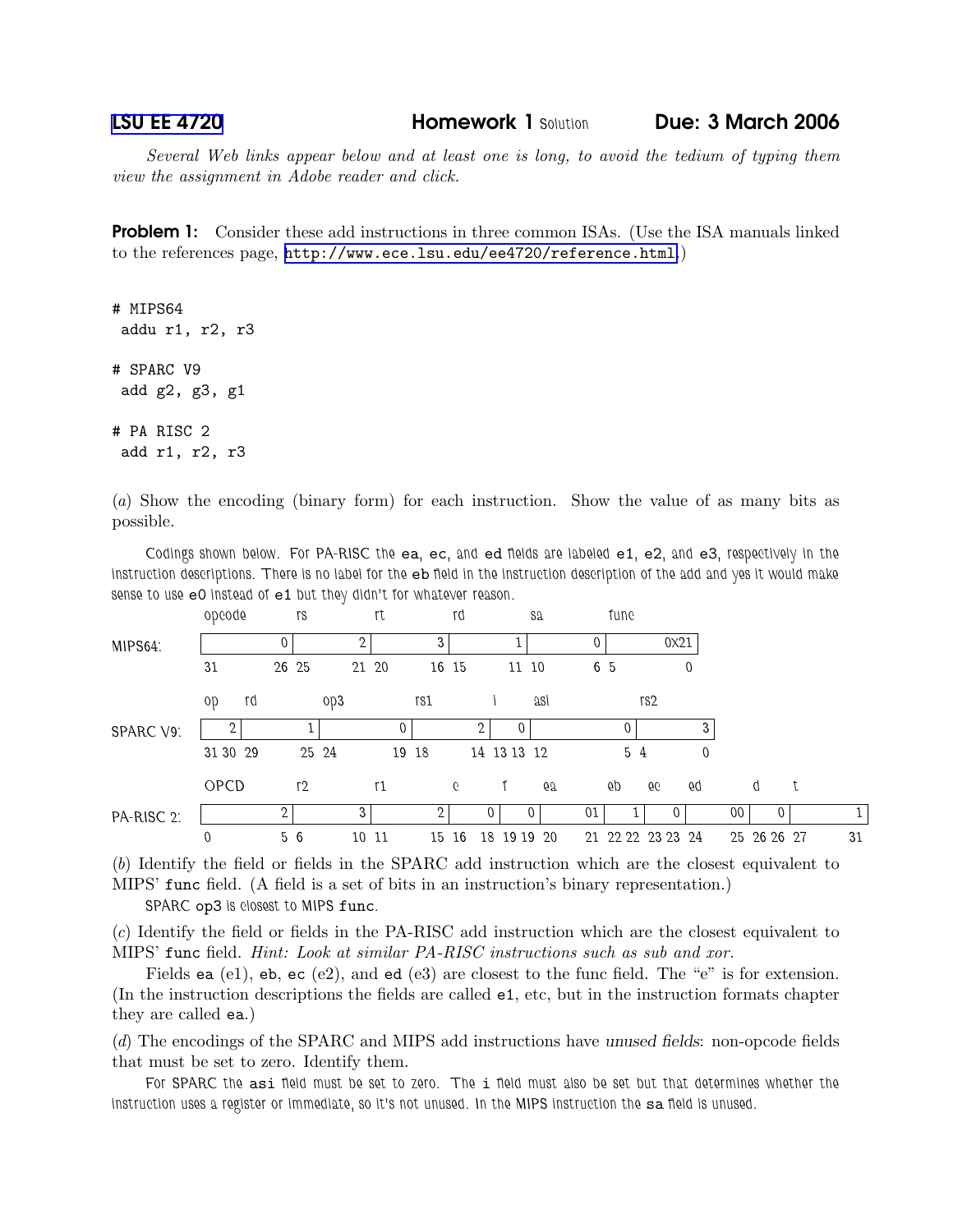LSU EE 4720 **Homework 1** Solution **Due: 3 March 2006**

*Several Web links appear below and at least one is long, to avoid the tedium of typing them view the assignment in Adobe reader and click.*

**Problem 1:** Consider these add instructions in three common ISAs. (Use the ISA manuals linked to the references page, http://www.ece.lsu.edu/ee4720/reference.html.)

```
# MIPS64
 addu r1, r2, r3

# SPARC V9
 add g2, g3, g1

# PA RISC 2
 add r1, r2, r3
```

(*a*) Show the encoding (binary form) for each instruction. Show the value of as many bits as possible.

Codings shown below. For PA-RISC the `ea`, `ec`, and `ed` fields are labeled `e1`, `e2`, and `e3`, respectively in the instruction descriptions. There is no label for the `eb` field in the instruction description of the add and yes it would make sense to use `e0` instead of `e1` but they didn't for whatever reason.

MIPS64:

| | opcode | rs | rt | rd | sa | func |
|---|---|---|---|---|---|---|
| Value | 0 | 2 | 3 | 1 | 0 | 0X21 |
| Bits | 31–26 | 25–21 | 20–16 | 15–11 | 10–6 | 5–0 |

SPARC V9:

| | op | rd | op3 | rs1 | i | asi | rs2 |
|---|---|---|---|---|---|---|---|
| Value | 2 | 1 | 0 | 2 | 0 | 0 | 3 |
| Bits | 31–30 | 29–25 | 24–19 | 18–14 | 13 | 12–5 | 4–0 |

PA-RISC 2:

| | OPCD | r2 | r1 | c | f | ea | eb | ec | ed | d | t |
|---|---|---|---|---|---|---|---|---|---|---|---|
| Value | 2 | 3 | 2 | 0 | 0 | 01 | 1 | 0 | 00 | 0 | 1 |
| Bits | 0–5 | 6–10 | 11–15 | 16–18 | 19 | 19–20 | 21–22 | 22–23 | 23–24, 25 | 26 | 26–27–31 |

(*b*) Identify the field or fields in the SPARC add instruction which are the closest equivalent to MIPS' `func` field. (A field is a set of bits in an instruction's binary representation.)

SPARC `op3` is closest to MIPS `func`.

(*c*) Identify the field or fields in the PA-RISC add instruction which are the closest equivalent to MIPS' `func` field. *Hint: Look at similar PA-RISC instructions such as sub and xor.*

Fields `ea` (e1), `eb`, `ec` (e2), and `ed` (e3) are closest to the func field. The "e" is for extension. (In the instruction descriptions the fields are called `e1`, etc, but in the instruction formats chapter they are called `ea`.)

(*d*) The encodings of the SPARC and MIPS add instructions have *unused fields*: non-opcode fields that must be set to zero. Identify them.

For SPARC the `asi` field must be set to zero. The `i` field must also be set but that determines whether the instruction uses a register or immediate, so it's not unused. In the MIPS instruction the `sa` field is unused.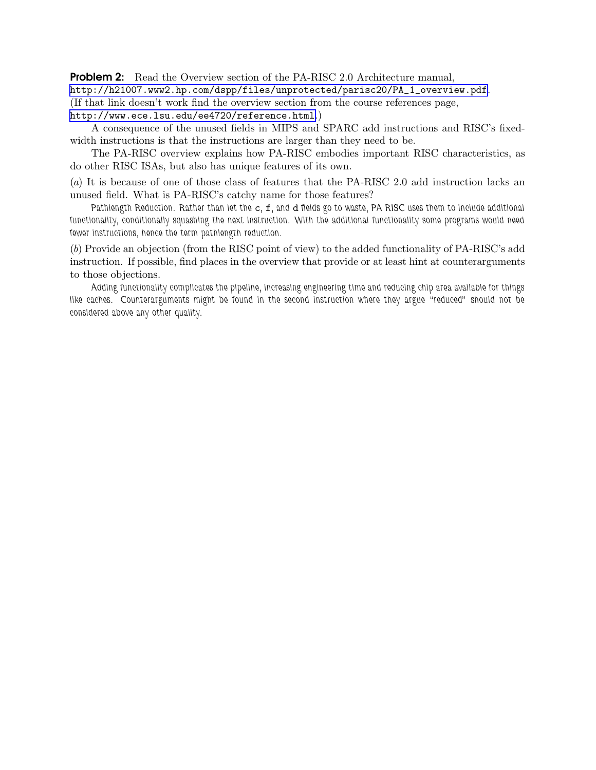**Problem 2:** Read the Overview section of the PA-RISC 2.0 Architecture manual, http://h21007.www2.hp.com/dspp/files/unprotected/parisc20/PA_1_overview.pdf. (If that link doesn't work find the overview section from the course references page, http://www.ece.lsu.edu/ee4720/reference.html.)

A consequence of the unused fields in MIPS and SPARC add instructions and RISC's fixed-width instructions is that the instructions are larger than they need to be.

The PA-RISC overview explains how PA-RISC embodies important RISC characteristics, as do other RISC ISAs, but also has unique features of its own.

(*a*) It is because of one of those class of features that the PA-RISC 2.0 add instruction lacks an unused field. What is PA-RISC's catchy name for those features?

Pathlength Reduction. Rather than let the `c`, `f`, and `d` fields go to waste, PA RISC uses them to include additional functionality, conditionally squashing the next instruction. With the additional functionality some programs would need fewer instructions, hence the term pathlength reduction.

(*b*) Provide an objection (from the RISC point of view) to the added functionality of PA-RISC's add instruction. If possible, find places in the overview that provide or at least hint at counterarguments to those objections.

Adding functionality complicates the pipeline, increasing engineering time and reducing chip area available for things like caches. Counterarguments might be found in the second instruction where they argue "reduced" should not be considered above any other quality.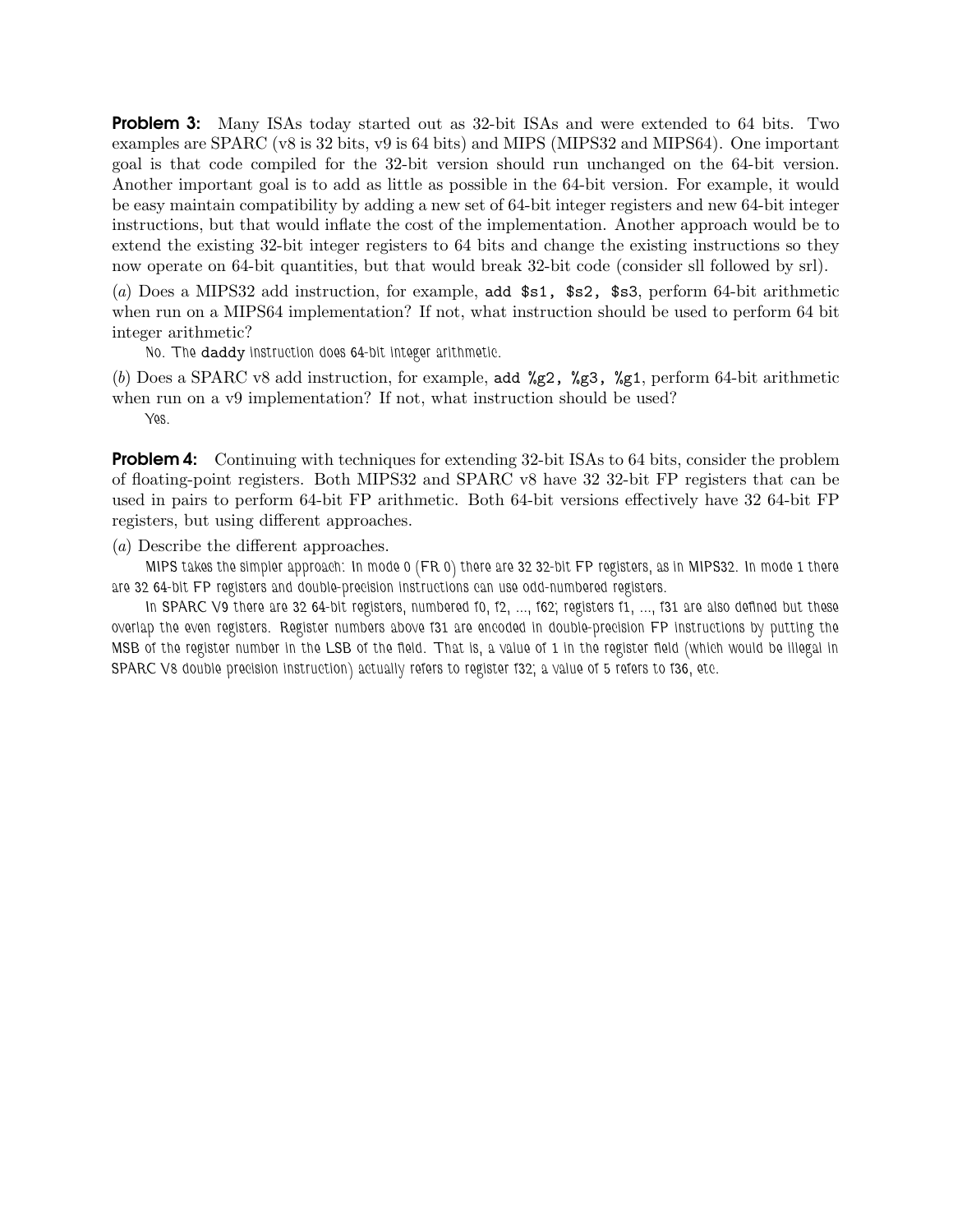**Problem 3:** Many ISAs today started out as 32-bit ISAs and were extended to 64 bits. Two examples are SPARC (v8 is 32 bits, v9 is 64 bits) and MIPS (MIPS32 and MIPS64). One important goal is that code compiled for the 32-bit version should run unchanged on the 64-bit version. Another important goal is to add as little as possible in the 64-bit version. For example, it would be easy maintain compatibility by adding a new set of 64-bit integer registers and new 64-bit integer instructions, but that would inflate the cost of the implementation. Another approach would be to extend the existing 32-bit integer registers to 64 bits and change the existing instructions so they now operate on 64-bit quantities, but that would break 32-bit code (consider sll followed by srl).

(*a*) Does a MIPS32 add instruction, for example, `add $s1, $s2, $s3`, perform 64-bit arithmetic when run on a MIPS64 implementation? If not, what instruction should be used to perform 64 bit integer arithmetic?

No. The `daddy` instruction does 64-bit integer arithmetic.

(*b*) Does a SPARC v8 add instruction, for example, `add %g2, %g3, %g1`, perform 64-bit arithmetic when run on a v9 implementation? If not, what instruction should be used?

Yes.

**Problem 4:** Continuing with techniques for extending 32-bit ISAs to 64 bits, consider the problem of floating-point registers. Both MIPS32 and SPARC v8 have 32 32-bit FP registers that can be used in pairs to perform 64-bit FP arithmetic. Both 64-bit versions effectively have 32 64-bit FP registers, but using different approaches.

(*a*) Describe the different approaches.

MIPS takes the simpler approach: In mode 0 (FR 0) there are 32 32-bit FP registers, as in MIPS32. In mode 1 there are 32 64-bit FP registers and double-precision instructions can use odd-numbered registers.

In SPARC V9 there are 32 64-bit registers, numbered f0, f2, ..., f62; registers f1, ..., f31 are also defined but these overlap the even registers. Register numbers above f31 are encoded in double-precision FP instructions by putting the MSB of the register number in the LSB of the field. That is, a value of 1 in the register field (which would be illegal in SPARC V8 double precision instruction) actually refers to register f32; a value of 5 refers to f36, etc.